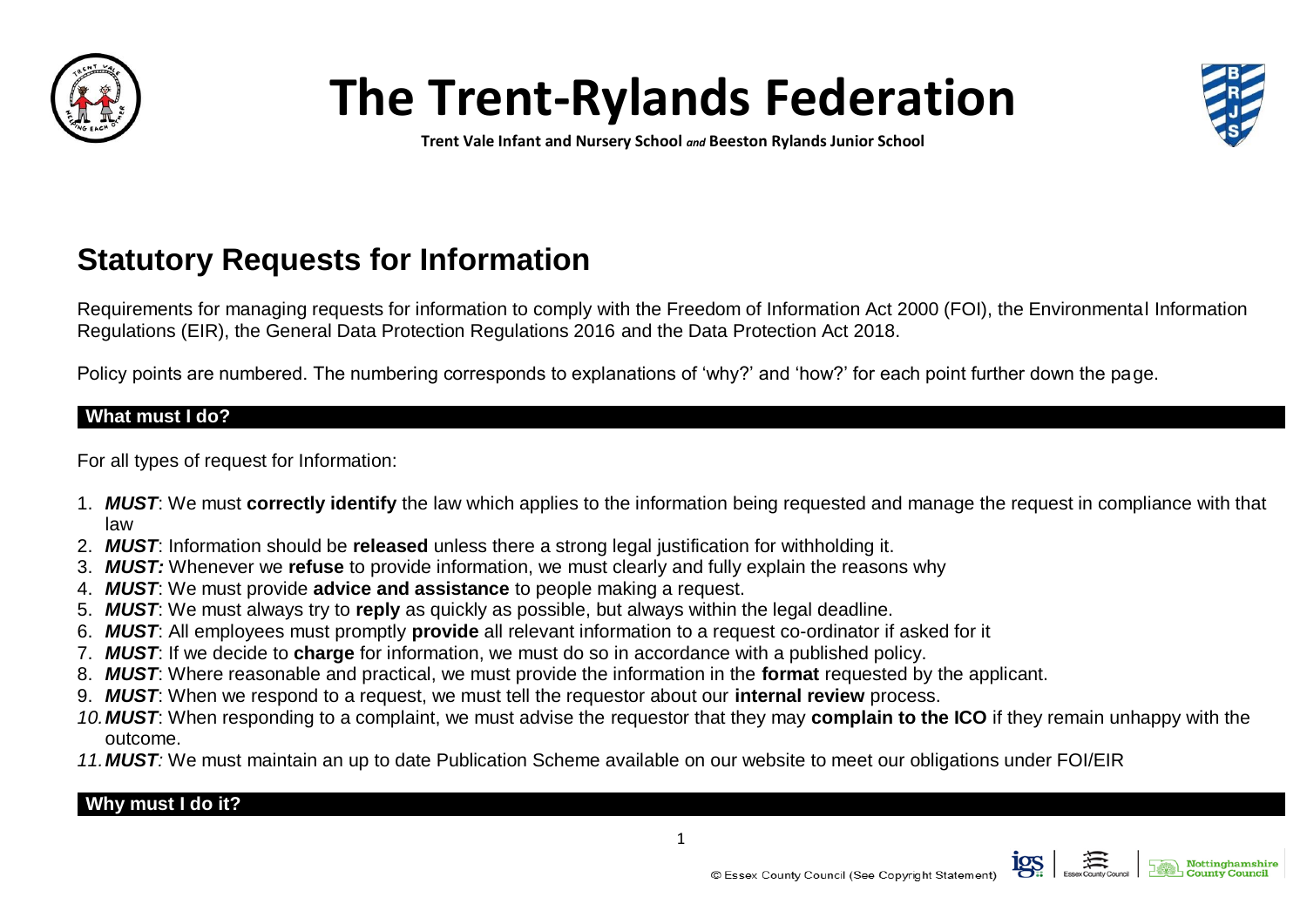# The Trent-Rylands Federation

**Trent Vale Infant and Nursery School** *and* **Beeston Rylands Junior School**

## Statutory Requests for Information

Requirements for managing requests for information to comply with the Freedom of Information Act 2000 (FOI), the Environmental Information Regulations (EIR), the General Data Protection Regulations 2016 and the Data Protection Act 2018.

Policy points are numbered. The numbering corresponds to explanations of 'why?' and 'how?' for each point further down the page.

### What must I do?

For all types of request for Information:

1. ***MUST***: We must **correctly identify** the law which applies to the information being requested and manage the request in compliance with that law
2. ***MUST***: Information should be **released** unless there a strong legal justification for withholding it.
3. ***MUST:*** Whenever we **refuse** to provide information, we must clearly and fully explain the reasons why
4. ***MUST***: We must provide **advice and assistance** to people making a request.
5. ***MUST***: We must always try to **reply** as quickly as possible, but always within the legal deadline.
6. ***MUST***: All employees must promptly **provide** all relevant information to a request co-ordinator if asked for it
7. ***MUST***: If we decide to **charge** for information, we must do so in accordance with a published policy.
8. ***MUST***: Where reasonable and practical, we must provide the information in the **format** requested by the applicant.
9. ***MUST***: When we respond to a request, we must tell the requestor about our **internal review** process.
10. ***MUST***: When responding to a complaint, we must advise the requestor that they may **complain to the ICO** if they remain unhappy with the outcome.
11. ***MUST:*** We must maintain an up to date Publication Scheme available on our website to meet our obligations under FOI/EIR

### Why must I do it?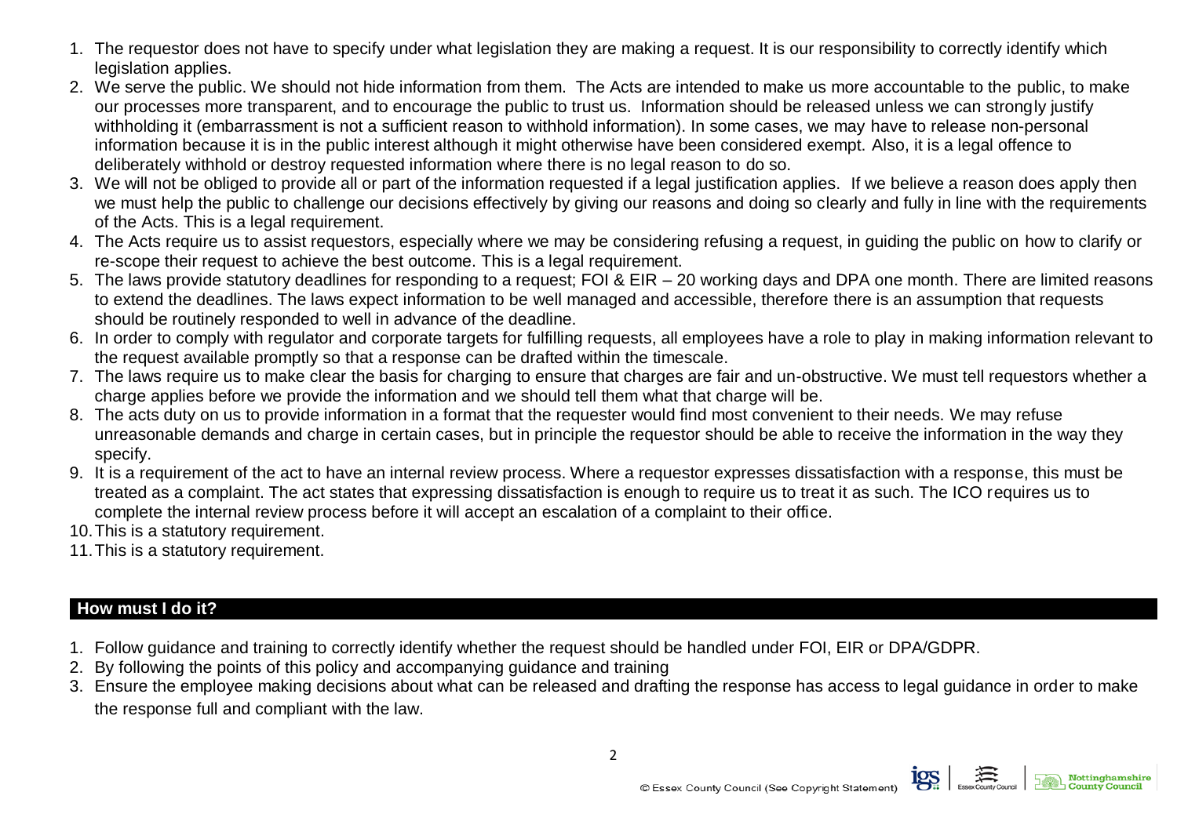1. The requestor does not have to specify under what legislation they are making a request. It is our responsibility to correctly identify which legislation applies.
2. We serve the public. We should not hide information from them. The Acts are intended to make us more accountable to the public, to make our processes more transparent, and to encourage the public to trust us. Information should be released unless we can strongly justify withholding it (embarrassment is not a sufficient reason to withhold information). In some cases, we may have to release non-personal information because it is in the public interest although it might otherwise have been considered exempt. Also, it is a legal offence to deliberately withhold or destroy requested information where there is no legal reason to do so.
3. We will not be obliged to provide all or part of the information requested if a legal justification applies. If we believe a reason does apply then we must help the public to challenge our decisions effectively by giving our reasons and doing so clearly and fully in line with the requirements of the Acts. This is a legal requirement.
4. The Acts require us to assist requestors, especially where we may be considering refusing a request, in guiding the public on how to clarify or re-scope their request to achieve the best outcome. This is a legal requirement.
5. The laws provide statutory deadlines for responding to a request; FOI & EIR – 20 working days and DPA one month. There are limited reasons to extend the deadlines. The laws expect information to be well managed and accessible, therefore there is an assumption that requests should be routinely responded to well in advance of the deadline.
6. In order to comply with regulator and corporate targets for fulfilling requests, all employees have a role to play in making information relevant to the request available promptly so that a response can be drafted within the timescale.
7. The laws require us to make clear the basis for charging to ensure that charges are fair and un-obstructive. We must tell requestors whether a charge applies before we provide the information and we should tell them what that charge will be.
8. The acts duty on us to provide information in a format that the requester would find most convenient to their needs. We may refuse unreasonable demands and charge in certain cases, but in principle the requestor should be able to receive the information in the way they specify.
9. It is a requirement of the act to have an internal review process. Where a requestor expresses dissatisfaction with a response, this must be treated as a complaint. The act states that expressing dissatisfaction is enough to require us to treat it as such. The ICO requires us to complete the internal review process before it will accept an escalation of a complaint to their office.
10. This is a statutory requirement.
11. This is a statutory requirement.

## How must I do it?

1. Follow guidance and training to correctly identify whether the request should be handled under FOI, EIR or DPA/GDPR.
2. By following the points of this policy and accompanying guidance and training
3. Ensure the employee making decisions about what can be released and drafting the response has access to legal guidance in order to make the response full and compliant with the law.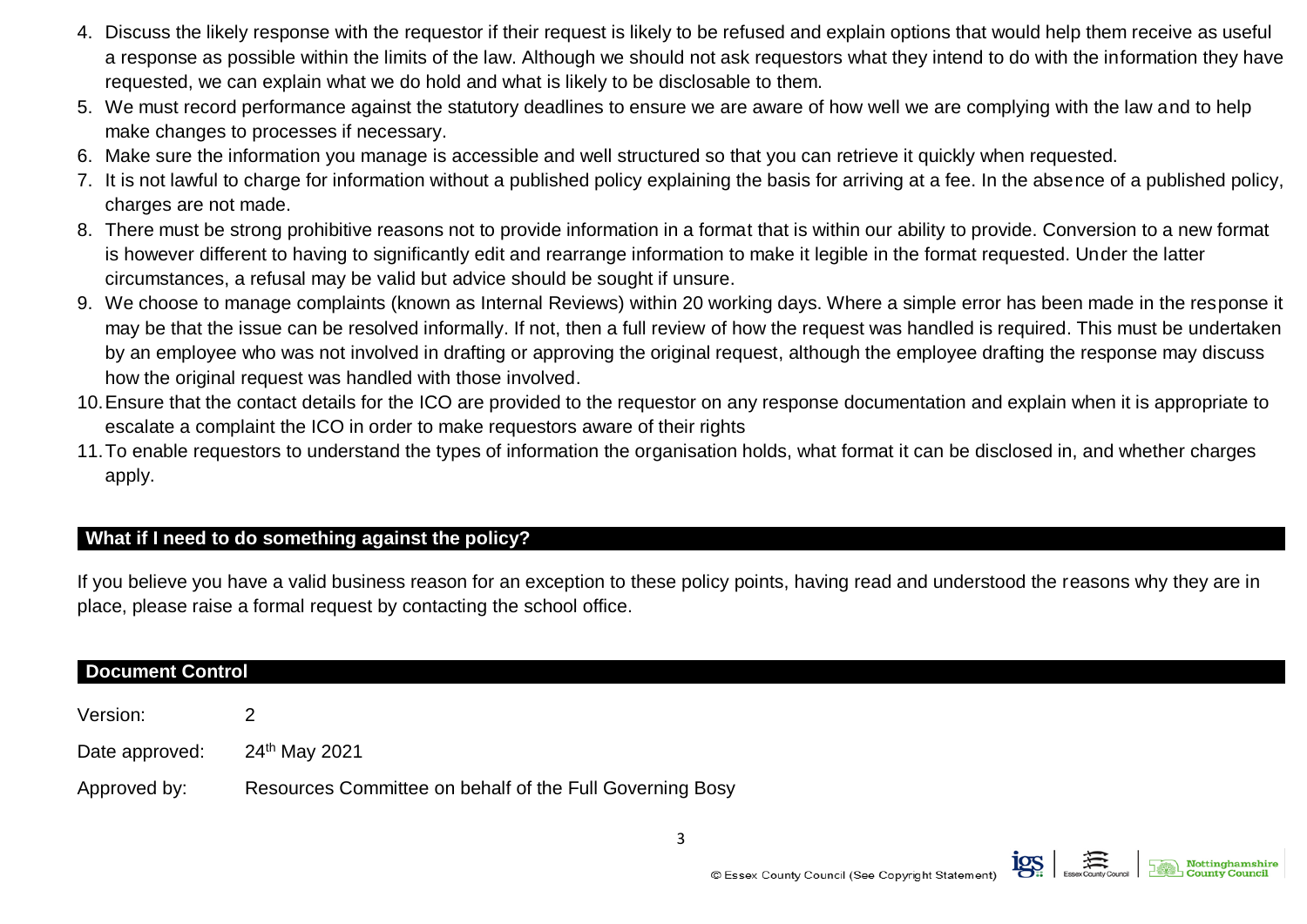4. Discuss the likely response with the requestor if their request is likely to be refused and explain options that would help them receive as useful a response as possible within the limits of the law. Although we should not ask requestors what they intend to do with the information they have requested, we can explain what we do hold and what is likely to be disclosable to them.
5. We must record performance against the statutory deadlines to ensure we are aware of how well we are complying with the law and to help make changes to processes if necessary.
6. Make sure the information you manage is accessible and well structured so that you can retrieve it quickly when requested.
7. It is not lawful to charge for information without a published policy explaining the basis for arriving at a fee. In the absence of a published policy, charges are not made.
8. There must be strong prohibitive reasons not to provide information in a format that is within our ability to provide. Conversion to a new format is however different to having to significantly edit and rearrange information to make it legible in the format requested. Under the latter circumstances, a refusal may be valid but advice should be sought if unsure.
9. We choose to manage complaints (known as Internal Reviews) within 20 working days. Where a simple error has been made in the response it may be that the issue can be resolved informally. If not, then a full review of how the request was handled is required. This must be undertaken by an employee who was not involved in drafting or approving the original request, although the employee drafting the response may discuss how the original request was handled with those involved.
10. Ensure that the contact details for the ICO are provided to the requestor on any response documentation and explain when it is appropriate to escalate a complaint the ICO in order to make requestors aware of their rights
11. To enable requestors to understand the types of information the organisation holds, what format it can be disclosed in, and whether charges apply.

## What if I need to do something against the policy?

If you believe you have a valid business reason for an exception to these policy points, having read and understood the reasons why they are in place, please raise a formal request by contacting the school office.

## Document Control

Version: 2

Date approved: 24th May 2021

Approved by: Resources Committee on behalf of the Full Governing Bosy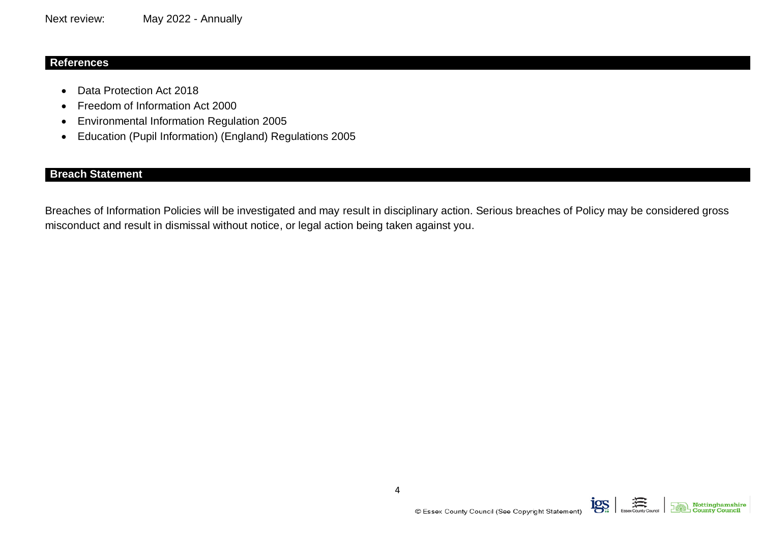Next review: May 2022 - Annually

## References

- Data Protection Act 2018
- Freedom of Information Act 2000
- Environmental Information Regulation 2005
- Education (Pupil Information) (England) Regulations 2005

## Breach Statement

Breaches of Information Policies will be investigated and may result in disciplinary action. Serious breaches of Policy may be considered gross misconduct and result in dismissal without notice, or legal action being taken against you.